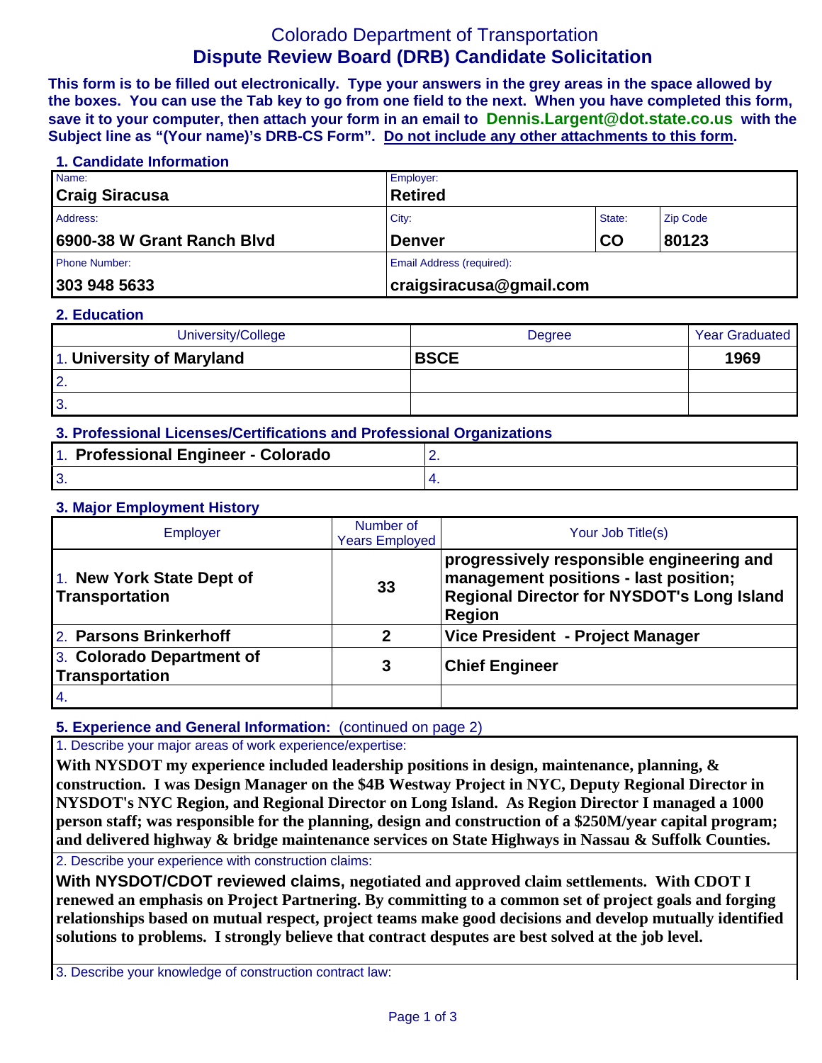# Colorado Department of Transportation

## Dispute Review Board (DRB) Candidate Solicitation

**This form is to be filled out electronically. Type your answers in the grey areas in the space allowed by the boxes. You can use the Tab key to go from one field to the next. When you have completed this form, save it to your computer, then attach your form in an email to Dennis.Largent@dot.state.co.us with the Subject line as "(Your name)'s DRB-CS Form". Do not include any other attachments to this form.**

### 1. Candidate Information

| Name: | Employer: | | |
|---|---|---|---|
| **Craig Siracusa** | **Retired** | | |
| Address: | City: | State: | Zip Code |
| **6900-38 W Grant Ranch Blvd** | **Denver** | **CO** | **80123** |
| Phone Number: | Email Address (required): | | |
| **303 948 5633** | **craigsiracusa@gmail.com** | | |

### 2. Education

| University/College | Degree | Year Graduated |
|---|---|---|
| 1. **University of Maryland** | **BSCE** | **1969** |
| 2. | | |
| 3. | | |

### 3. Professional Licenses/Certifications and Professional Organizations

| | |
|---|---|
| 1. **Professional Engineer - Colorado** | 2. |
| 3. | 4. |

### 3. Major Employment History

| Employer | Number of Years Employed | Your Job Title(s) |
|---|---|---|
| 1. **New York State Dept of Transportation** | **33** | **progressively responsible engineering and management positions - last position; Regional Director for NYSDOT's Long Island Region** |
| 2. **Parsons Brinkerhoff** | **2** | **Vice President - Project Manager** |
| 3. **Colorado Department of Transportation** | **3** | **Chief Engineer** |
| 4. | | |

### 5. Experience and General Information: (continued on page 2)

1. Describe your major areas of work experience/expertise:

**With NYSDOT my experience included leadership positions in design, maintenance, planning, & construction. I was Design Manager on the $4B Westway Project in NYC, Deputy Regional Director in NYSDOT's NYC Region, and Regional Director on Long Island. As Region Director I managed a 1000 person staff; was responsible for the planning, design and construction of a $250M/year capital program; and delivered highway & bridge maintenance services on State Highways in Nassau & Suffolk Counties.**

2. Describe your experience with construction claims:

**With NYSDOT/CDOT reviewed claims, negotiated and approved claim settlements. With CDOT I renewed an emphasis on Project Partnering. By committing to a common set of project goals and forging relationships based on mutual respect, project teams make good decisions and develop mutually identified solutions to problems. I strongly believe that contract desputes are best solved at the job level.**

3. Describe your knowledge of construction contract law: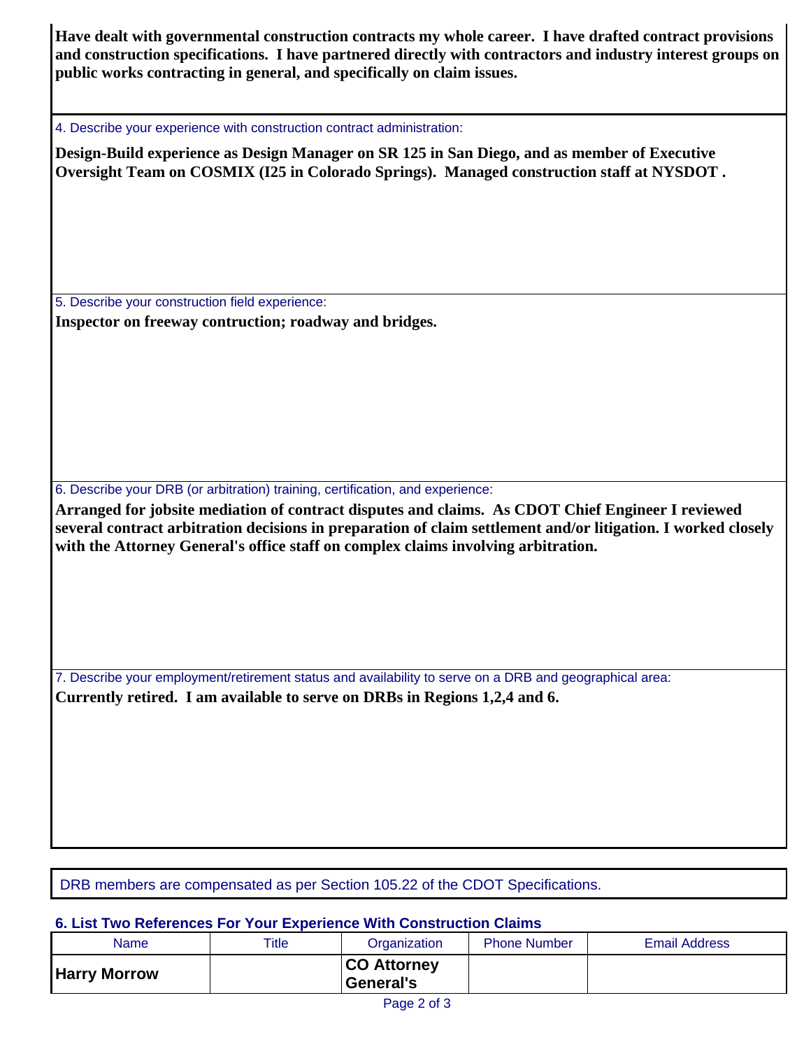**Have dealt with governmental construction contracts my whole career. I have drafted contract provisions and construction specifications. I have partnered directly with contractors and industry interest groups on public works contracting in general, and specifically on claim issues.**

4. Describe your experience with construction contract administration:

**Design-Build experience as Design Manager on SR 125 in San Diego, and as member of Executive Oversight Team on COSMIX (I25 in Colorado Springs). Managed construction staff at NYSDOT .**

5. Describe your construction field experience:

**Inspector on freeway contruction; roadway and bridges.**

6. Describe your DRB (or arbitration) training, certification, and experience:

**Arranged for jobsite mediation of contract disputes and claims. As CDOT Chief Engineer I reviewed several contract arbitration decisions in preparation of claim settlement and/or litigation. I worked closely with the Attorney General's office staff on complex claims involving arbitration.**

7. Describe your employment/retirement status and availability to serve on a DRB and geographical area:

**Currently retired. I am available to serve on DRBs in Regions 1,2,4 and 6.**

DRB members are compensated as per Section 105.22 of the CDOT Specifications.

### 6. List Two References For Your Experience With Construction Claims

| Name | Title | Organization | Phone Number | Email Address |
| --- | --- | --- | --- | --- |
| **Harry Morrow** | | **CO Attorney General's** | | |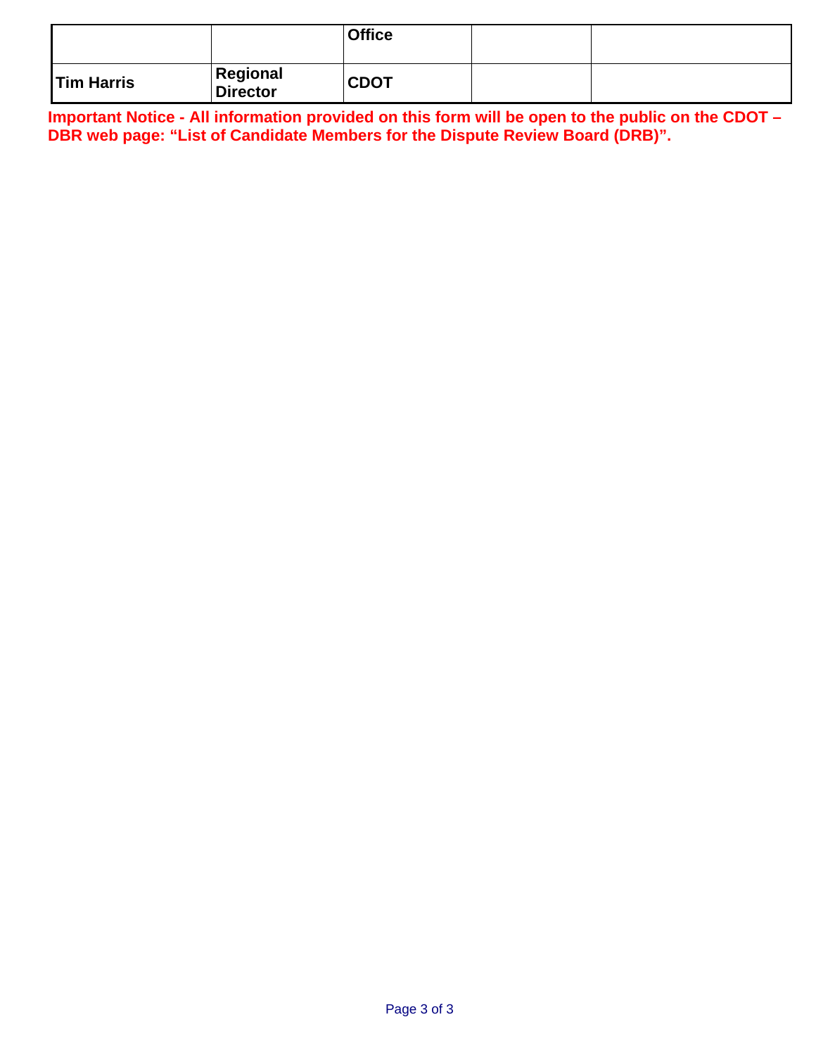| | | | | |
|---|---|---|---|---|
| | | **Office** | | |
| **Tim Harris** | **Regional Director** | **CDOT** | | |

**Important Notice - All information provided on this form will be open to the public on the CDOT – DBR web page: "List of Candidate Members for the Dispute Review Board (DRB)".**